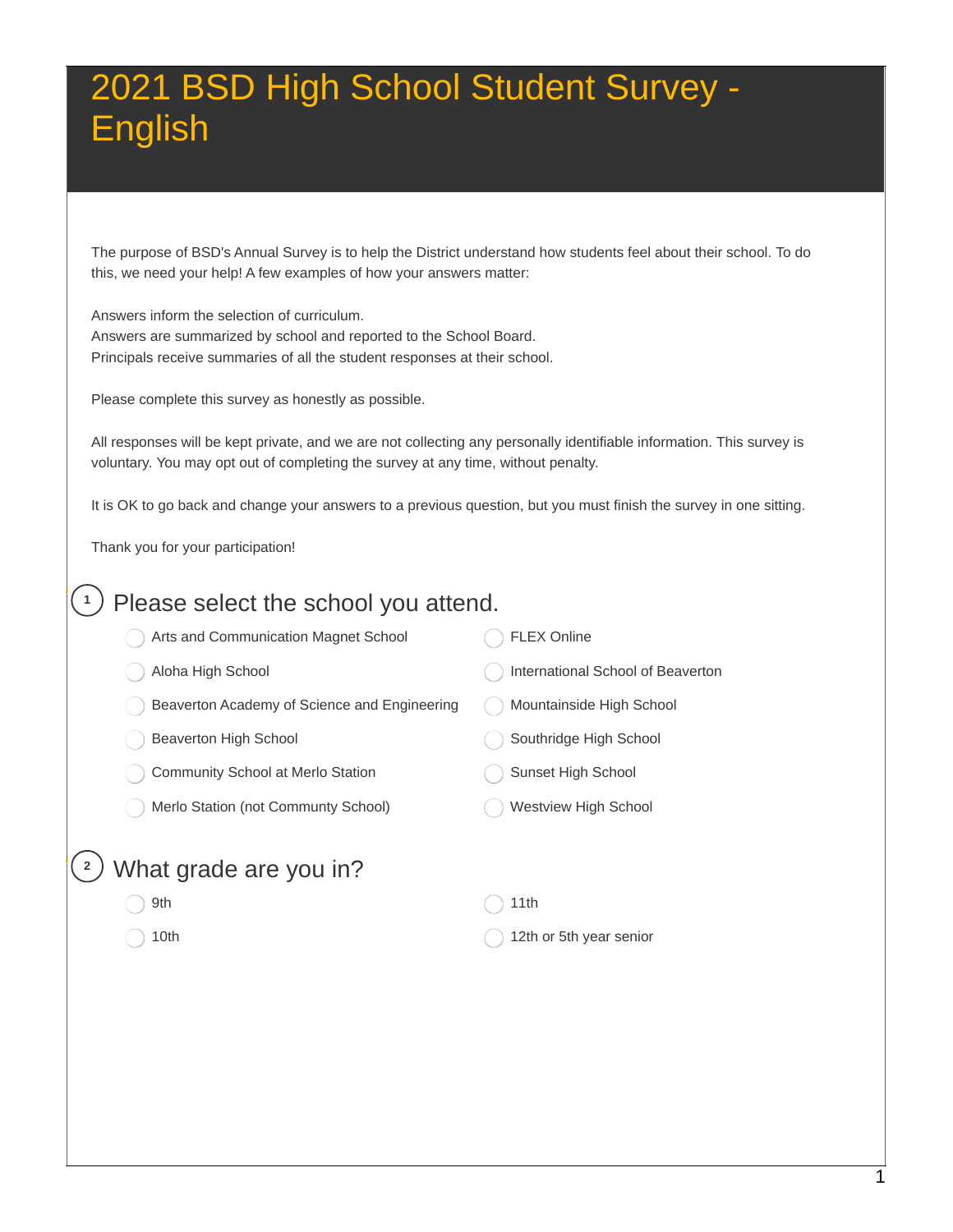# 2021 BSD High School Student Survey - English

The purpose of BSD's Annual Survey is to help the District understand how students feel about their school. To do this, we need your help! A few examples of how your answers matter:

Answers inform the selection of curriculum.
Answers are summarized by school and reported to the School Board.
Principals receive summaries of all the student responses at their school.

Please complete this survey as honestly as possible.

All responses will be kept private, and we are not collecting any personally identifiable information. This survey is voluntary. You may opt out of completing the survey at any time, without penalty.

It is OK to go back and change your answers to a previous question, but you must finish the survey in one sitting.

Thank you for your participation!

## 1 Please select the school you attend.

- Arts and Communication Magnet School
- Aloha High School
- Beaverton Academy of Science and Engineering
- Beaverton High School
- Community School at Merlo Station
- Merlo Station (not Communty School)
- FLEX Online
- International School of Beaverton
- Mountainside High School
- Southridge High School
- Sunset High School
- Westview High School

## 2 What grade are you in?

- 9th
- 10th
- 11th
- 12th or 5th year senior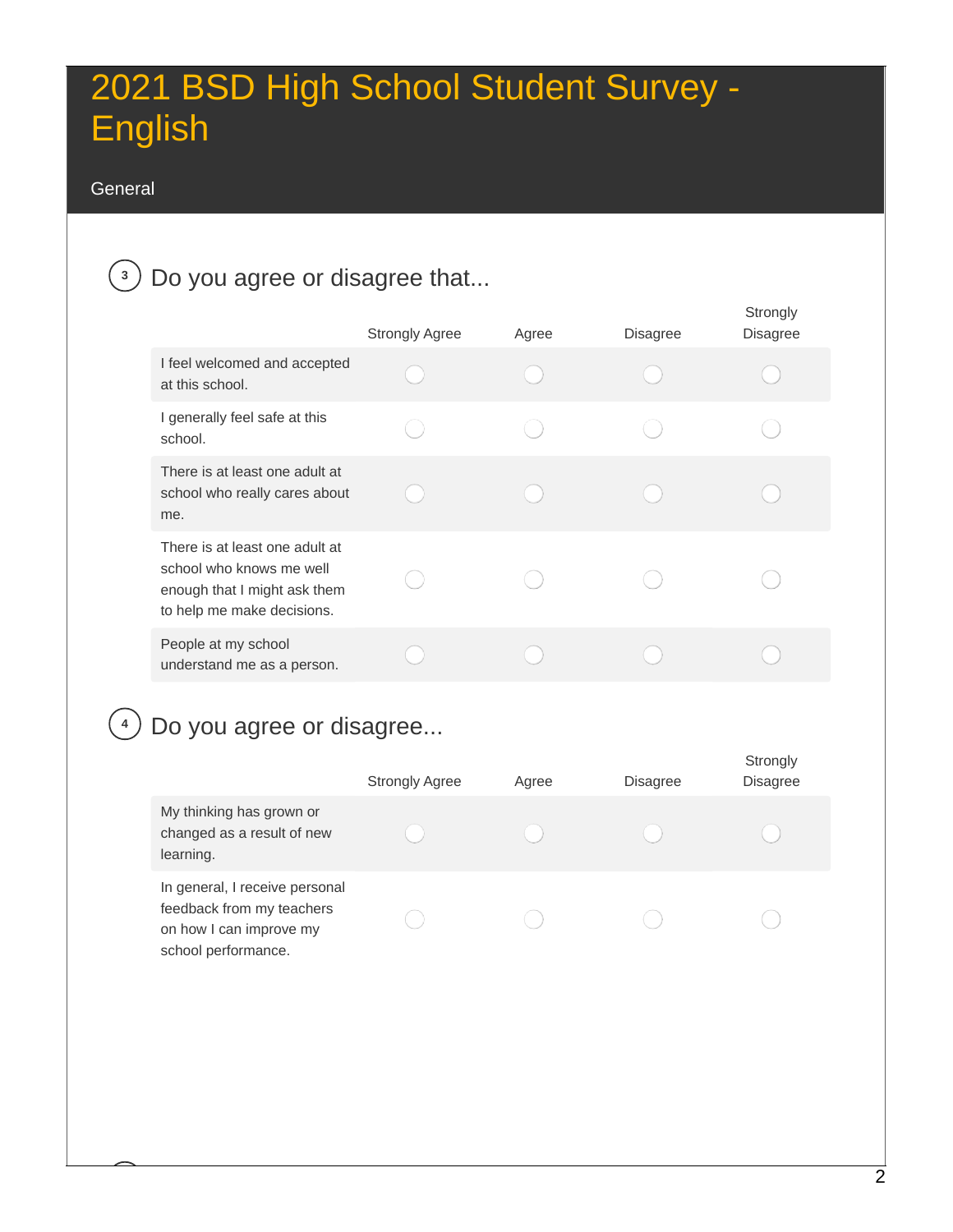# 2021 BSD High School Student Survey - English

## General

**3** Do you agree or disagree that...

| | Strongly Agree | Agree | Disagree | Strongly Disagree |
|---|---|---|---|---|
| I feel welcomed and accepted at this school. | ◯ | ◯ | ◯ | ◯ |
| I generally feel safe at this school. | ◯ | ◯ | ◯ | ◯ |
| There is at least one adult at school who really cares about me. | ◯ | ◯ | ◯ | ◯ |
| There is at least one adult at school who knows me well enough that I might ask them to help me make decisions. | ◯ | ◯ | ◯ | ◯ |
| People at my school understand me as a person. | ◯ | ◯ | ◯ | ◯ |

**4** Do you agree or disagree...

| | Strongly Agree | Agree | Disagree | Strongly Disagree |
|---|---|---|---|---|
| My thinking has grown or changed as a result of new learning. | ◯ | ◯ | ◯ | ◯ |
| In general, I receive personal feedback from my teachers on how I can improve my school performance. | ◯ | ◯ | ◯ | ◯ |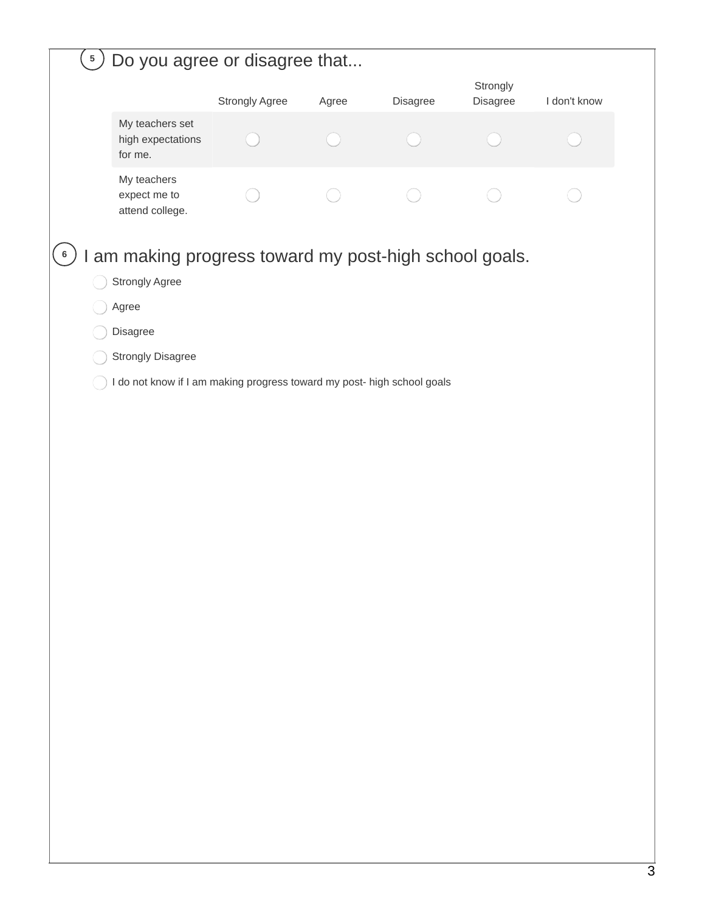5. Do you agree or disagree that...

| | Strongly Agree | Agree | Disagree | Strongly Disagree | I don't know |
|---|---|---|---|---|---|
| My teachers set high expectations for me. | ◯ | ◯ | ◯ | ◯ | ◯ |
| My teachers expect me to attend college. | ◯ | ◯ | ◯ | ◯ | ◯ |

6. I am making progress toward my post-high school goals.

- ◯ Strongly Agree
- ◯ Agree
- ◯ Disagree
- ◯ Strongly Disagree
- ◯ I do not know if I am making progress toward my post- high school goals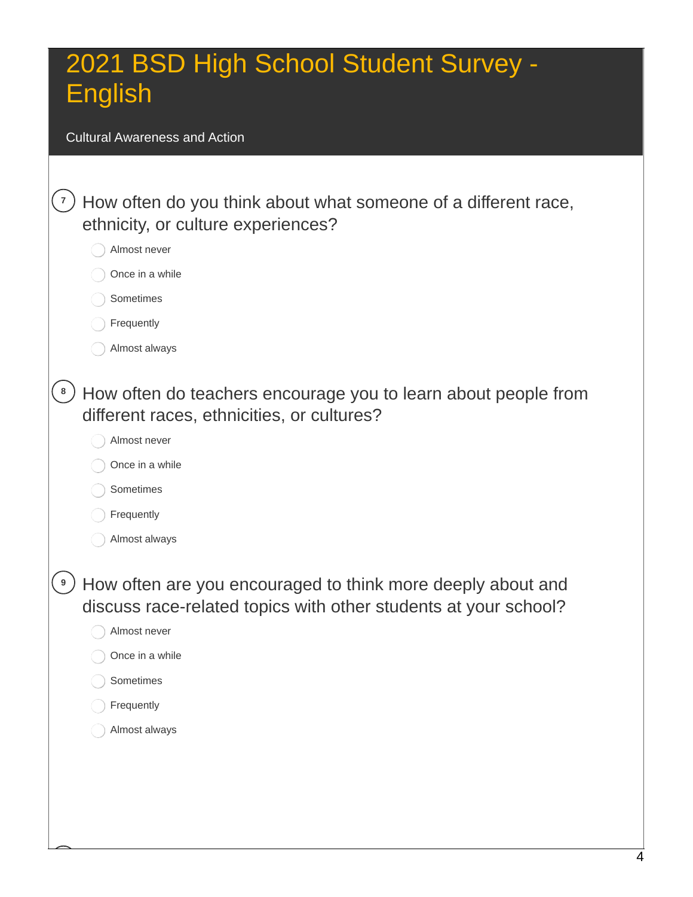# 2021 BSD High School Student Survey - English

Cultural Awareness and Action

**7** How often do you think about what someone of a different race, ethnicity, or culture experiences?

- Almost never
- Once in a while
- Sometimes
- Frequently
- Almost always

**8** How often do teachers encourage you to learn about people from different races, ethnicities, or cultures?

- Almost never
- Once in a while
- Sometimes
- Frequently
- Almost always

**9** How often are you encouraged to think more deeply about and discuss race-related topics with other students at your school?

- Almost never
- Once in a while
- Sometimes
- Frequently
- Almost always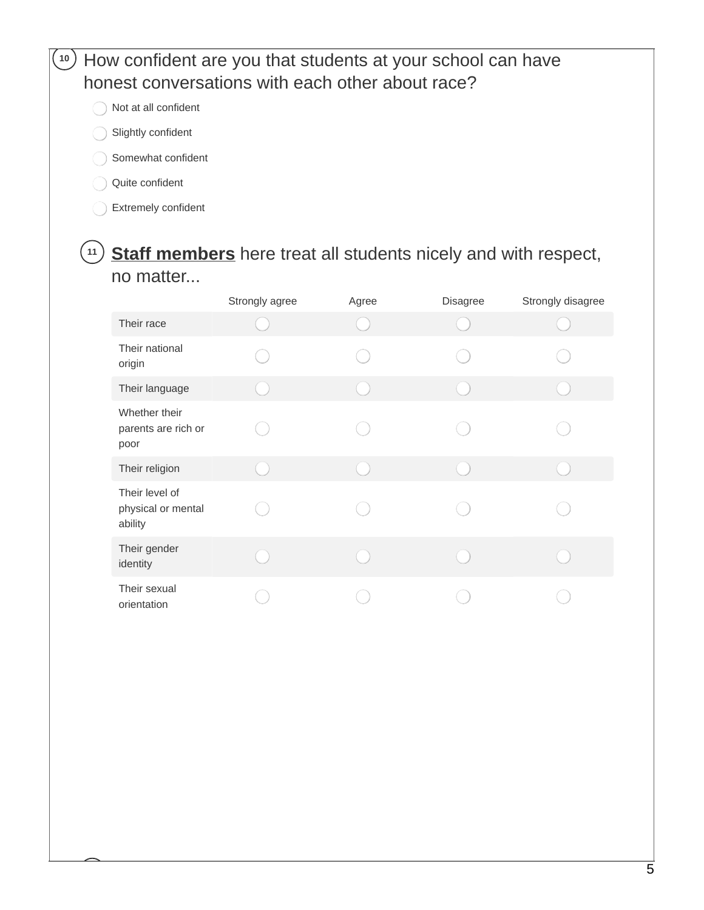10. How confident are you that students at your school can have honest conversations with each other about race?

- Not at all confident
- Slightly confident
- Somewhat confident
- Quite confident
- Extremely confident

11. **Staff members** here treat all students nicely and with respect, no matter...

| | Strongly agree | Agree | Disagree | Strongly disagree |
|---|---|---|---|---|
| Their race | ○ | ○ | ○ | ○ |
| Their national origin | ○ | ○ | ○ | ○ |
| Their language | ○ | ○ | ○ | ○ |
| Whether their parents are rich or poor | ○ | ○ | ○ | ○ |
| Their religion | ○ | ○ | ○ | ○ |
| Their level of physical or mental ability | ○ | ○ | ○ | ○ |
| Their gender identity | ○ | ○ | ○ | ○ |
| Their sexual orientation | ○ | ○ | ○ | ○ |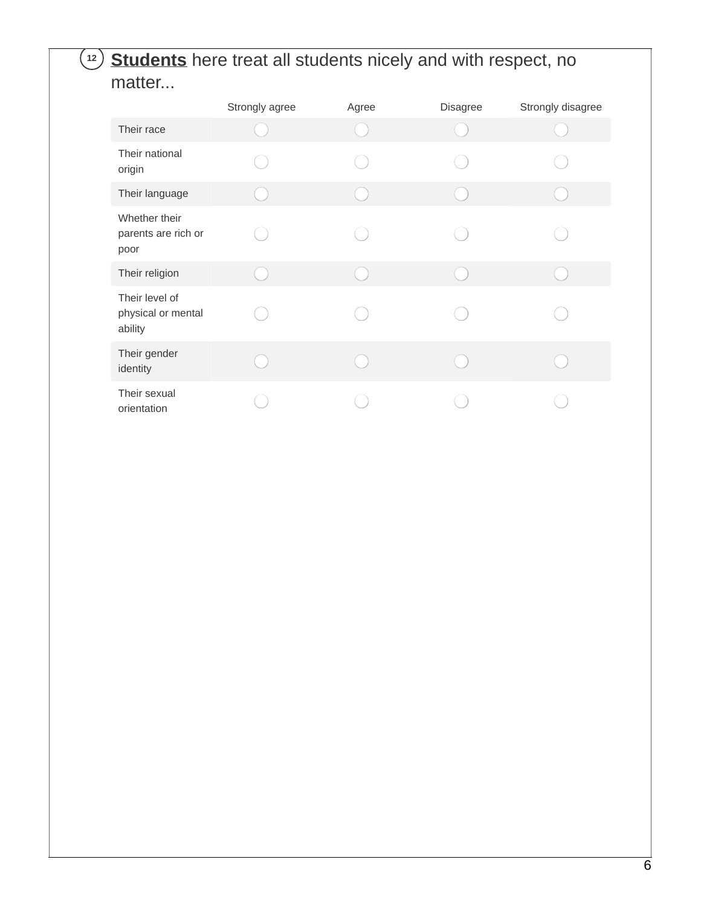12 **Students** here treat all students nicely and with respect, no matter...

| | Strongly agree | Agree | Disagree | Strongly disagree |
|---|---|---|---|---|
| Their race | ◯ | ◯ | ◯ | ◯ |
| Their national origin | ◯ | ◯ | ◯ | ◯ |
| Their language | ◯ | ◯ | ◯ | ◯ |
| Whether their parents are rich or poor | ◯ | ◯ | ◯ | ◯ |
| Their religion | ◯ | ◯ | ◯ | ◯ |
| Their level of physical or mental ability | ◯ | ◯ | ◯ | ◯ |
| Their gender identity | ◯ | ◯ | ◯ | ◯ |
| Their sexual orientation | ◯ | ◯ | ◯ | ◯ |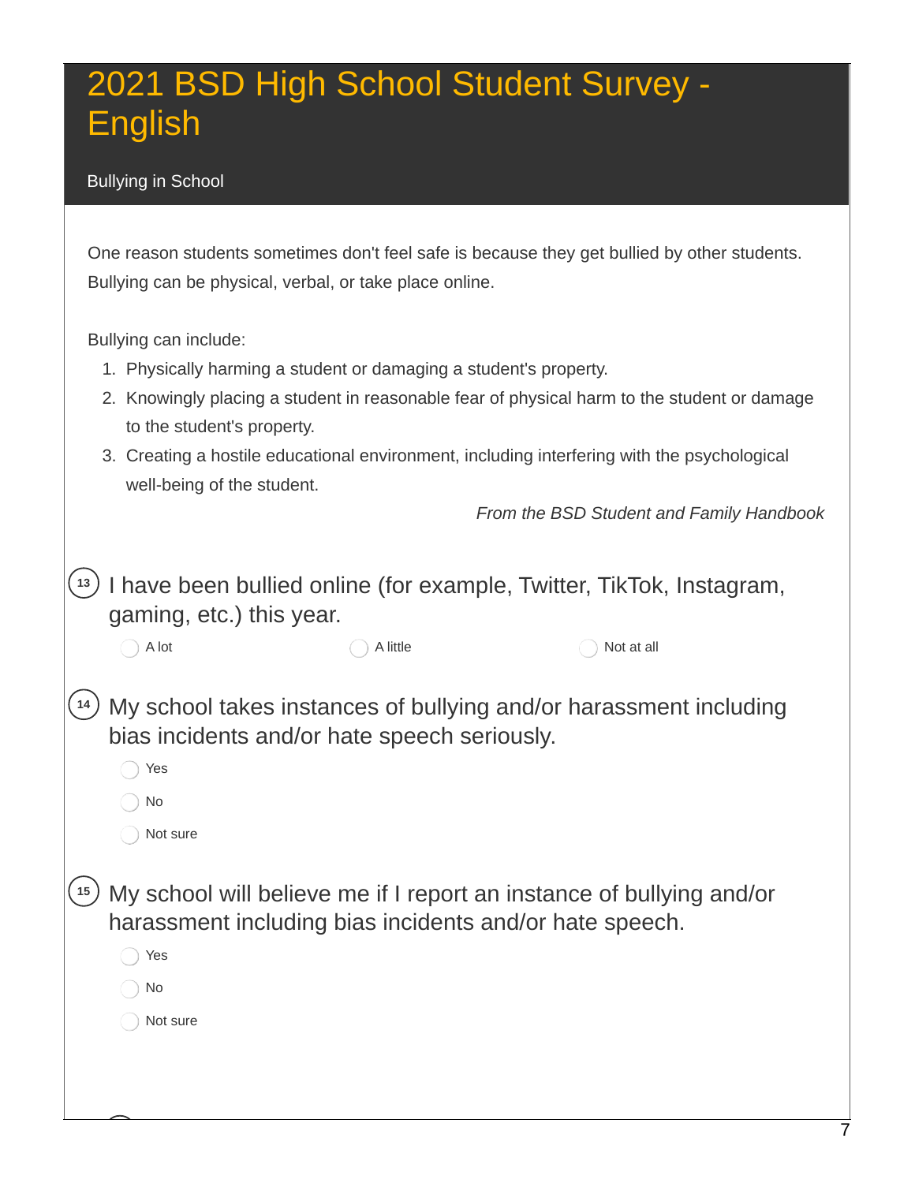# 2021 BSD High School Student Survey - English

## Bullying in School

One reason students sometimes don't feel safe is because they get bullied by other students. Bullying can be physical, verbal, or take place online.

Bullying can include:

1. Physically harming a student or damaging a student's property.
2. Knowingly placing a student in reasonable fear of physical harm to the student or damage to the student's property.
3. Creating a hostile educational environment, including interfering with the psychological well-being of the student.

*From the BSD Student and Family Handbook*

**13** I have been bullied online (for example, Twitter, TikTok, Instagram, gaming, etc.) this year.

- ◯ A lot
- ◯ A little
- ◯ Not at all

**14** My school takes instances of bullying and/or harassment including bias incidents and/or hate speech seriously.

- ◯ Yes
- ◯ No
- ◯ Not sure

**15** My school will believe me if I report an instance of bullying and/or harassment including bias incidents and/or hate speech.

- ◯ Yes
- ◯ No
- ◯ Not sure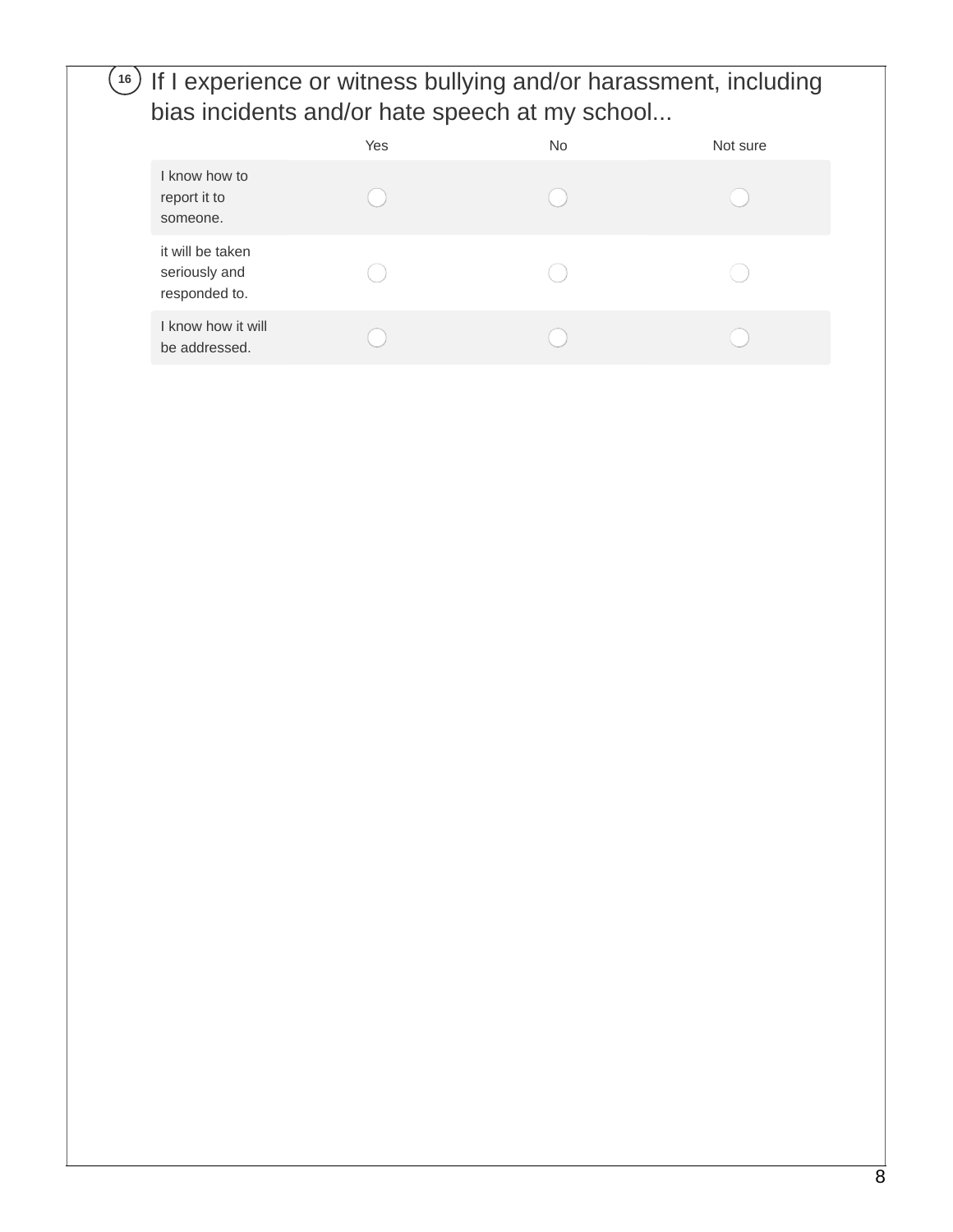16 If I experience or witness bullying and/or harassment, including bias incidents and/or hate speech at my school...

| | Yes | No | Not sure |
|---|---|---|---|
| I know how to report it to someone. | ◯ | ◯ | ◯ |
| it will be taken seriously and responded to. | ◯ | ◯ | ◯ |
| I know how it will be addressed. | ◯ | ◯ | ◯ |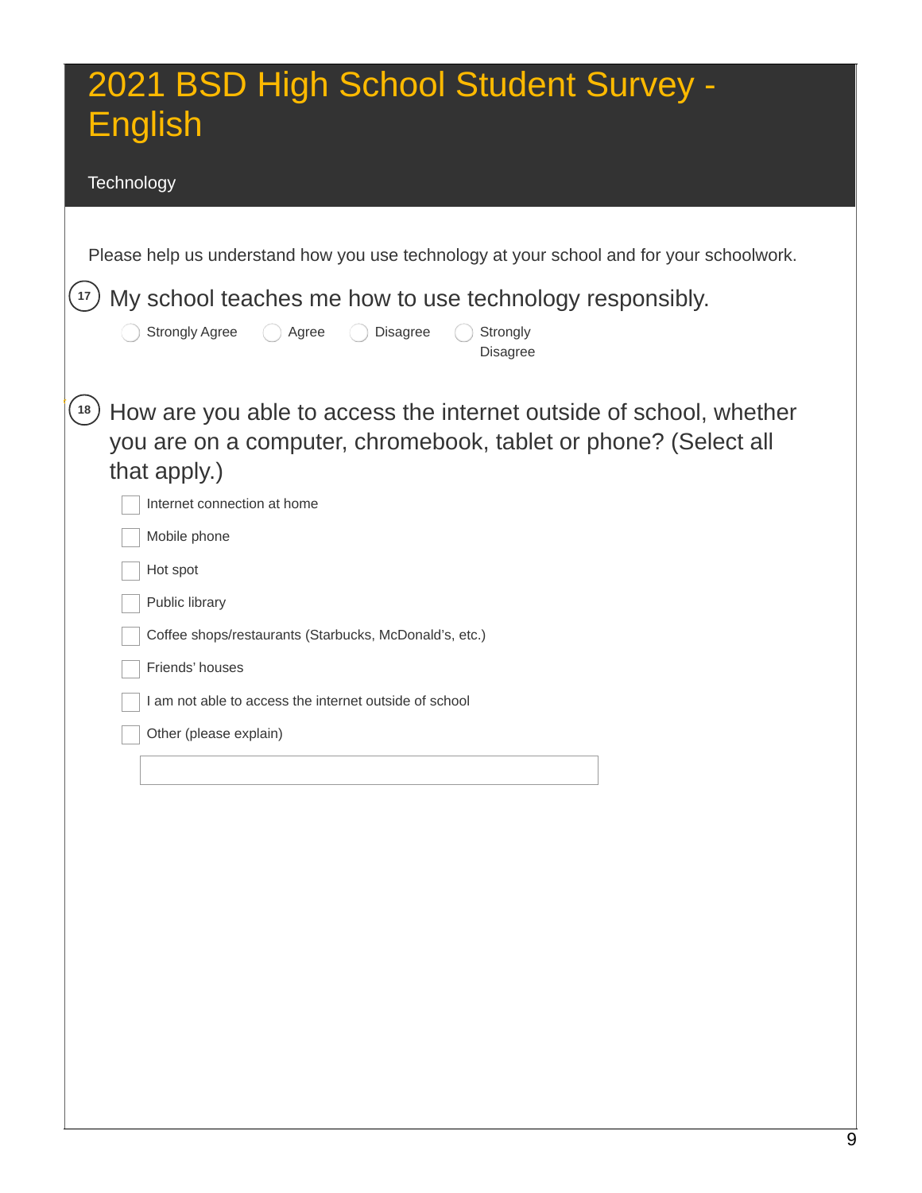# 2021 BSD High School Student Survey - English

## Technology

Please help us understand how you use technology at your school and for your schoolwork.

**17** My school teaches me how to use technology responsibly.

- ◯ Strongly Agree
- ◯ Agree
- ◯ Disagree
- ◯ Strongly Disagree

**18** How are you able to access the internet outside of school, whether you are on a computer, chromebook, tablet or phone? (Select all that apply.)

- ☐ Internet connection at home
- ☐ Mobile phone
- ☐ Hot spot
- ☐ Public library
- ☐ Coffee shops/restaurants (Starbucks, McDonald's, etc.)
- ☐ Friends' houses
- ☐ I am not able to access the internet outside of school
- ☐ Other (please explain)

\_\_\_\_\_\_\_\_\_\_\_\_\_\_\_\_\_\_\_\_\_\_\_\_\_\_\_\_\_\_\_\_\_\_\_\_\_\_\_\_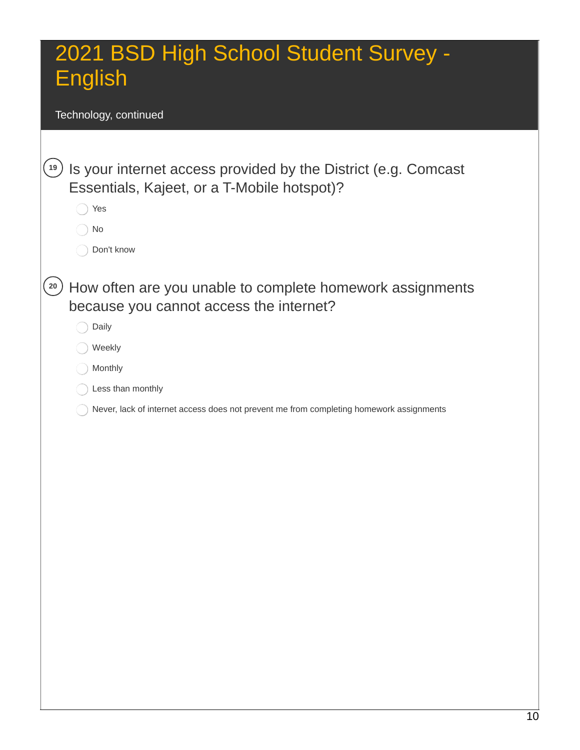# 2021 BSD High School Student Survey - English

Technology, continued

**19** Is your internet access provided by the District (e.g. Comcast Essentials, Kajeet, or a T-Mobile hotspot)?

- Yes
- No
- Don't know

**20** How often are you unable to complete homework assignments because you cannot access the internet?

- Daily
- Weekly
- Monthly
- Less than monthly
- Never, lack of internet access does not prevent me from completing homework assignments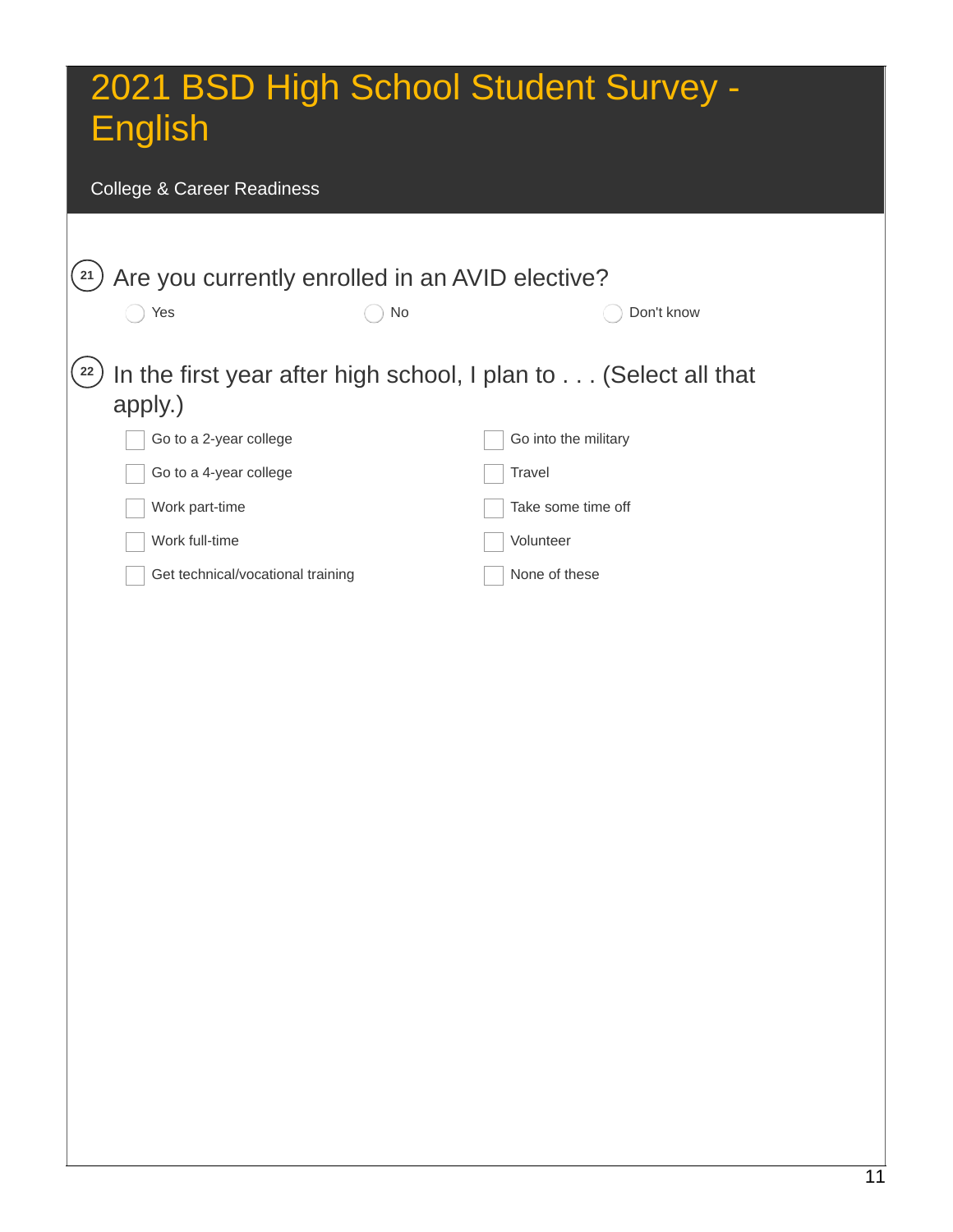# 2021 BSD High School Student Survey - English

## College & Career Readiness

**21** Are you currently enrolled in an AVID elective?

- ◯ Yes
- ◯ No
- ◯ Don't know

**22** In the first year after high school, I plan to . . . (Select all that apply.)

- ☐ Go to a 2-year college
- ☐ Go to a 4-year college
- ☐ Work part-time
- ☐ Work full-time
- ☐ Get technical/vocational training
- ☐ Go into the military
- ☐ Travel
- ☐ Take some time off
- ☐ Volunteer
- ☐ None of these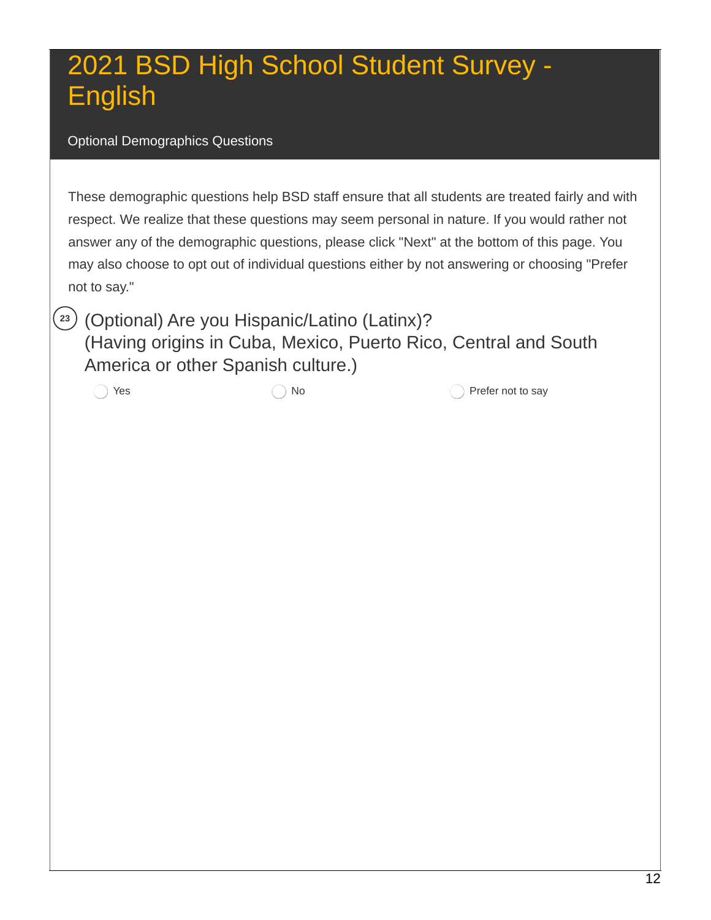# 2021 BSD High School Student Survey - English

## Optional Demographics Questions

These demographic questions help BSD staff ensure that all students are treated fairly and with respect. We realize that these questions may seem personal in nature. If you would rather not answer any of the demographic questions, please click "Next" at the bottom of this page. You may also choose to opt out of individual questions either by not answering or choosing "Prefer not to say."

23. (Optional) Are you Hispanic/Latino (Latinx)? (Having origins in Cuba, Mexico, Puerto Rico, Central and South America or other Spanish culture.)

- ◯ Yes
- ◯ No
- ◯ Prefer not to say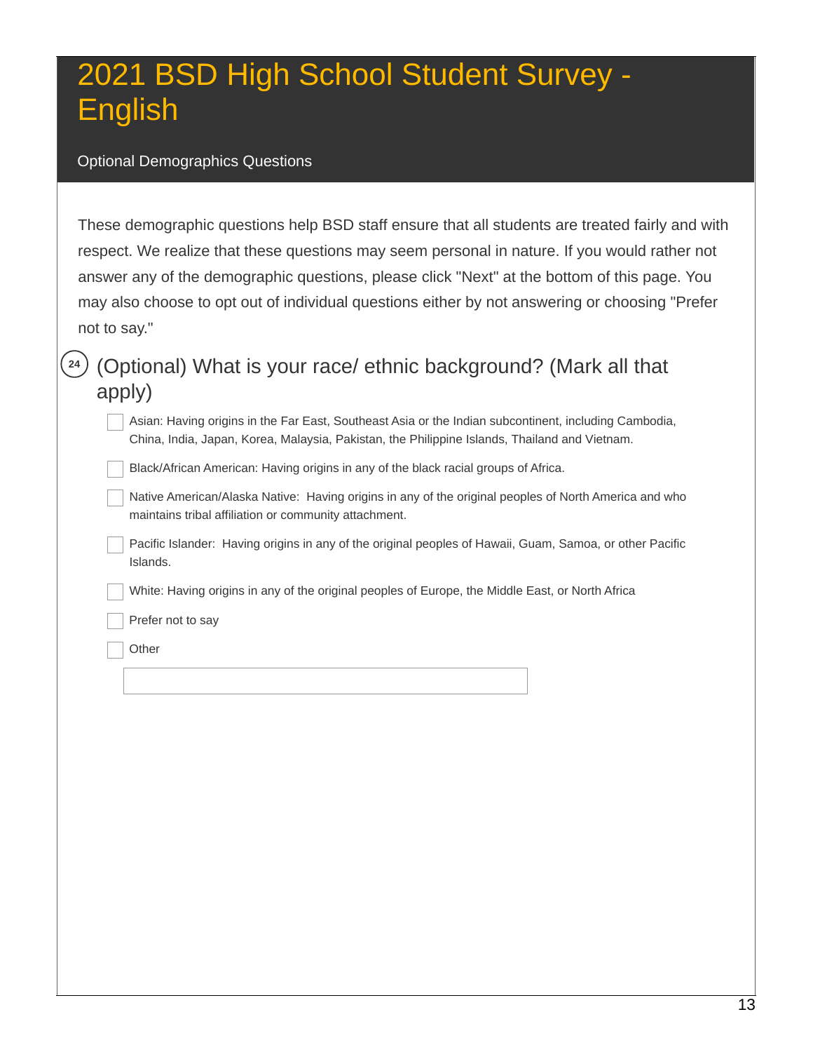# 2021 BSD High School Student Survey - English

## Optional Demographics Questions

These demographic questions help BSD staff ensure that all students are treated fairly and with respect. We realize that these questions may seem personal in nature. If you would rather not answer any of the demographic questions, please click "Next" at the bottom of this page. You may also choose to opt out of individual questions either by not answering or choosing "Prefer not to say."

**24** (Optional) What is your race/ ethnic background? (Mark all that apply)

- ☐ Asian: Having origins in the Far East, Southeast Asia or the Indian subcontinent, including Cambodia, China, India, Japan, Korea, Malaysia, Pakistan, the Philippine Islands, Thailand and Vietnam.
- ☐ Black/African American: Having origins in any of the black racial groups of Africa.
- ☐ Native American/Alaska Native: Having origins in any of the original peoples of North America and who maintains tribal affiliation or community attachment.
- ☐ Pacific Islander: Having origins in any of the original peoples of Hawaii, Guam, Samoa, or other Pacific Islands.
- ☐ White: Having origins in any of the original peoples of Europe, the Middle East, or North Africa
- ☐ Prefer not to say
- ☐ Other

  ____________________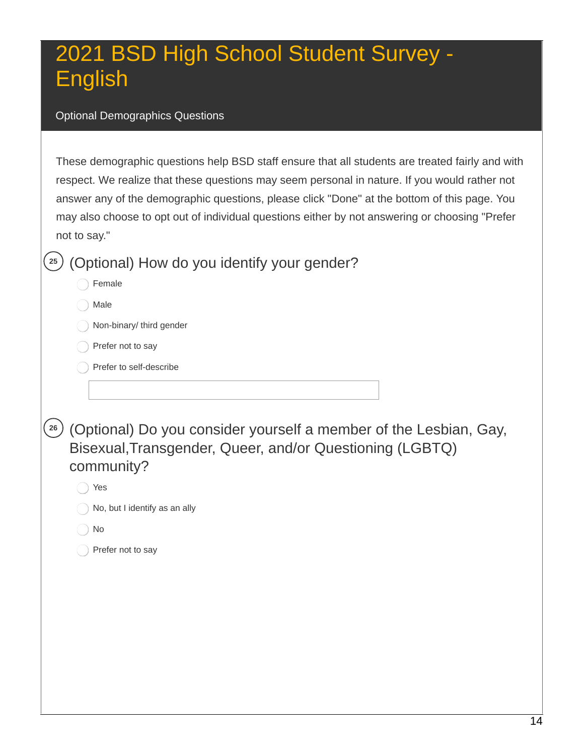# 2021 BSD High School Student Survey - English

Optional Demographics Questions

These demographic questions help BSD staff ensure that all students are treated fairly and with respect. We realize that these questions may seem personal in nature. If you would rather not answer any of the demographic questions, please click "Done" at the bottom of this page. You may also choose to opt out of individual questions either by not answering or choosing "Prefer not to say."

**25** (Optional) How do you identify your gender?

- Female
- Male
- Non-binary/ third gender
- Prefer not to say
- Prefer to self-describe

\_\_\_\_\_\_\_\_\_\_\_\_\_\_\_\_\_\_\_\_

**26** (Optional) Do you consider yourself a member of the Lesbian, Gay, Bisexual,Transgender, Queer, and/or Questioning (LGBTQ) community?

- Yes
- No, but I identify as an ally
- No
- Prefer not to say